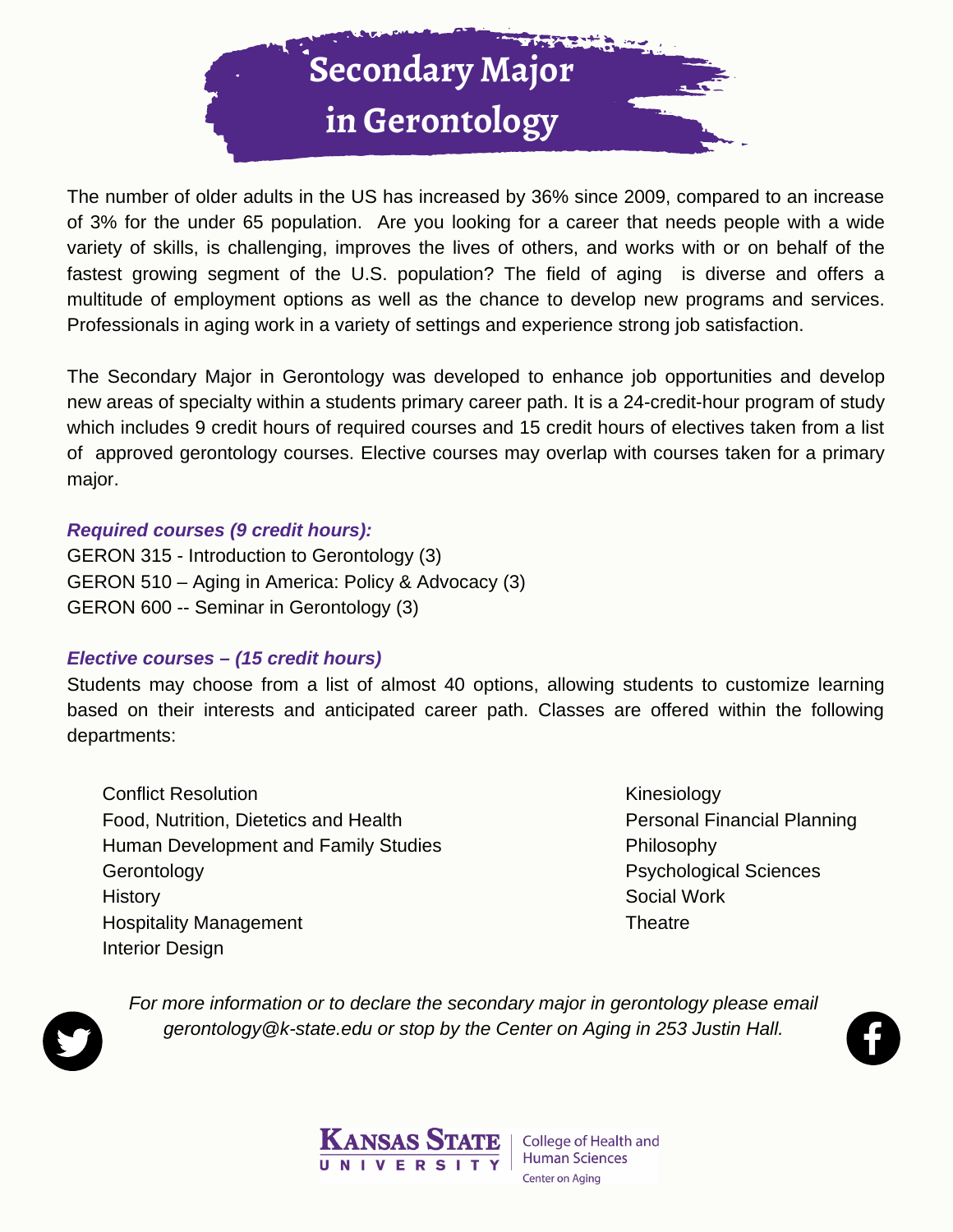# Secondary Major in Gerontology

The number of older adults in the US has increased by 36% since 2009, compared to an increase of 3% for the under 65 population. Are you looking for a career that needs people with a wide variety of skills, is challenging, improves the lives of others, and works with or on behalf of the fastest growing segment of the U.S. population? The field of aging is diverse and offers a multitude of employment options as well as the chance to develop new programs and services. Professionals in aging work in a variety of settings and experience strong job satisfaction.

The Secondary Major in Gerontology was developed to enhance job opportunities and develop new areas of specialty within a students primary career path. It is a 24-credit-hour program of study which includes 9 credit hours of required courses and 15 credit hours of electives taken from a list of approved gerontology courses. Elective courses may overlap with courses taken for a primary major.

***Required courses (9 credit hours):***

GERON 315 - Introduction to Gerontology (3)
GERON 510 – Aging in America: Policy & Advocacy (3)
GERON 600 -- Seminar in Gerontology (3)

***Elective courses – (15 credit hours)***

Students may choose from a list of almost 40 options, allowing students to customize learning based on their interests and anticipated career path. Classes are offered within the following departments:

- Conflict Resolution
- Food, Nutrition, Dietetics and Health
- Human Development and Family Studies
- Gerontology
- History
- Hospitality Management
- Interior Design
- Kinesiology
- Personal Financial Planning
- Philosophy
- Psychological Sciences
- Social Work
- Theatre

*For more information or to declare the secondary major in gerontology please email gerontology@k-state.edu or stop by the Center on Aging in 253 Justin Hall.*

Kansas State University | College of Health and Human Sciences | Center on Aging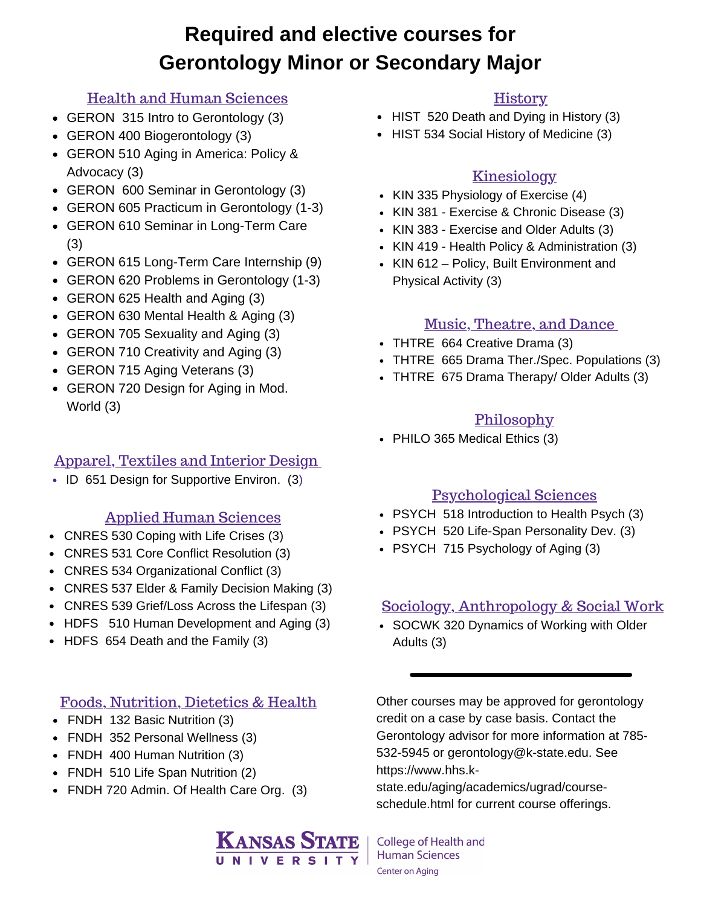# Required and elective courses for Gerontology Minor or Secondary Major

## Health and Human Sciences

- GERON 315 Intro to Gerontology (3)
- GERON 400 Biogerontology (3)
- GERON 510 Aging in America: Policy & Advocacy (3)
- GERON 600 Seminar in Gerontology (3)
- GERON 605 Practicum in Gerontology (1-3)
- GERON 610 Seminar in Long-Term Care (3)
- GERON 615 Long-Term Care Internship (9)
- GERON 620 Problems in Gerontology (1-3)
- GERON 625 Health and Aging (3)
- GERON 630 Mental Health & Aging (3)
- GERON 705 Sexuality and Aging (3)
- GERON 710 Creativity and Aging (3)
- GERON 715 Aging Veterans (3)
- GERON 720 Design for Aging in Mod. World (3)

## Apparel, Textiles and Interior Design

- ID 651 Design for Supportive Environ. (3)

## Applied Human Sciences

- CNRES 530 Coping with Life Crises (3)
- CNRES 531 Core Conflict Resolution (3)
- CNRES 534 Organizational Conflict (3)
- CNRES 537 Elder & Family Decision Making (3)
- CNRES 539 Grief/Loss Across the Lifespan (3)
- HDFS 510 Human Development and Aging (3)
- HDFS 654 Death and the Family (3)

## Foods, Nutrition, Dietetics & Health

- FNDH 132 Basic Nutrition (3)
- FNDH 352 Personal Wellness (3)
- FNDH 400 Human Nutrition (3)
- FNDH 510 Life Span Nutrition (2)
- FNDH 720 Admin. Of Health Care Org. (3)

## History

- HIST 520 Death and Dying in History (3)
- HIST 534 Social History of Medicine (3)

## Kinesiology

- KIN 335 Physiology of Exercise (4)
- KIN 381 - Exercise & Chronic Disease (3)
- KIN 383 - Exercise and Older Adults (3)
- KIN 419 - Health Policy & Administration (3)
- KIN 612 – Policy, Built Environment and Physical Activity (3)

## Music, Theatre, and Dance

- THTRE 664 Creative Drama (3)
- THTRE 665 Drama Ther./Spec. Populations (3)
- THTRE 675 Drama Therapy/ Older Adults (3)

## Philosophy

- PHILO 365 Medical Ethics (3)

## Psychological Sciences

- PSYCH 518 Introduction to Health Psych (3)
- PSYCH 520 Life-Span Personality Dev. (3)
- PSYCH 715 Psychology of Aging (3)

## Sociology, Anthropology & Social Work

- SOCWK 320 Dynamics of Working with Older Adults (3)

---

Other courses may be approved for gerontology credit on a case by case basis. Contact the Gerontology advisor for more information at 785-532-5945 or gerontology@k-state.edu. See https://www.hhs.k-state.edu/aging/academics/ugrad/course-schedule.html for current course offerings.

Kansas State University | College of Health and Human Sciences
Center on Aging